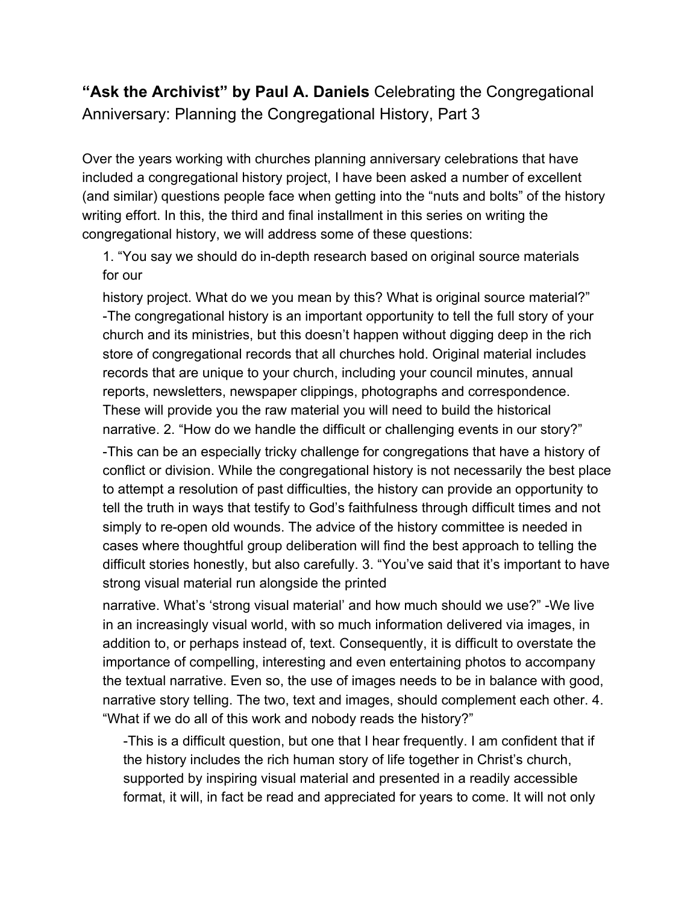**“Ask the Archivist” by Paul A. Daniels** Celebrating the Congregational Anniversary: Planning the Congregational History, Part 3

Over the years working with churches planning anniversary celebrations that have included a congregational history project, I have been asked a number of excellent (and similar) questions people face when getting into the “nuts and bolts” of the history writing effort. In this, the third and final installment in this series on writing the congregational history, we will address some of these questions:

1. “You say we should do in-depth research based on original source materials for our history project. What do we you mean by this? What is original source material?” -The congregational history is an important opportunity to tell the full story of your church and its ministries, but this doesn’t happen without digging deep in the rich store of congregational records that all churches hold. Original material includes records that are unique to your church, including your council minutes, annual reports, newsletters, newspaper clippings, photographs and correspondence. These will provide you the raw material you will need to build the historical narrative.
2. “How do we handle the difficult or challenging events in our story?” -This can be an especially tricky challenge for congregations that have a history of conflict or division. While the congregational history is not necessarily the best place to attempt a resolution of past difficulties, the history can provide an opportunity to tell the truth in ways that testify to God’s faithfulness through difficult times and not simply to re-open old wounds. The advice of the history committee is needed in cases where thoughtful group deliberation will find the best approach to telling the difficult stories honestly, but also carefully.
3. “You’ve said that it’s important to have strong visual material run alongside the printed narrative. What’s ‘strong visual material’ and how much should we use?” -We live in an increasingly visual world, with so much information delivered via images, in addition to, or perhaps instead of, text. Consequently, it is difficult to overstate the importance of compelling, interesting and even entertaining photos to accompany the textual narrative. Even so, the use of images needs to be in balance with good, narrative story telling. The two, text and images, should complement each other.
4. “What if we do all of this work and nobody reads the history?”

   -This is a difficult question, but one that I hear frequently. I am confident that if the history includes the rich human story of life together in Christ’s church, supported by inspiring visual material and presented in a readily accessible format, it will, in fact be read and appreciated for years to come. It will not only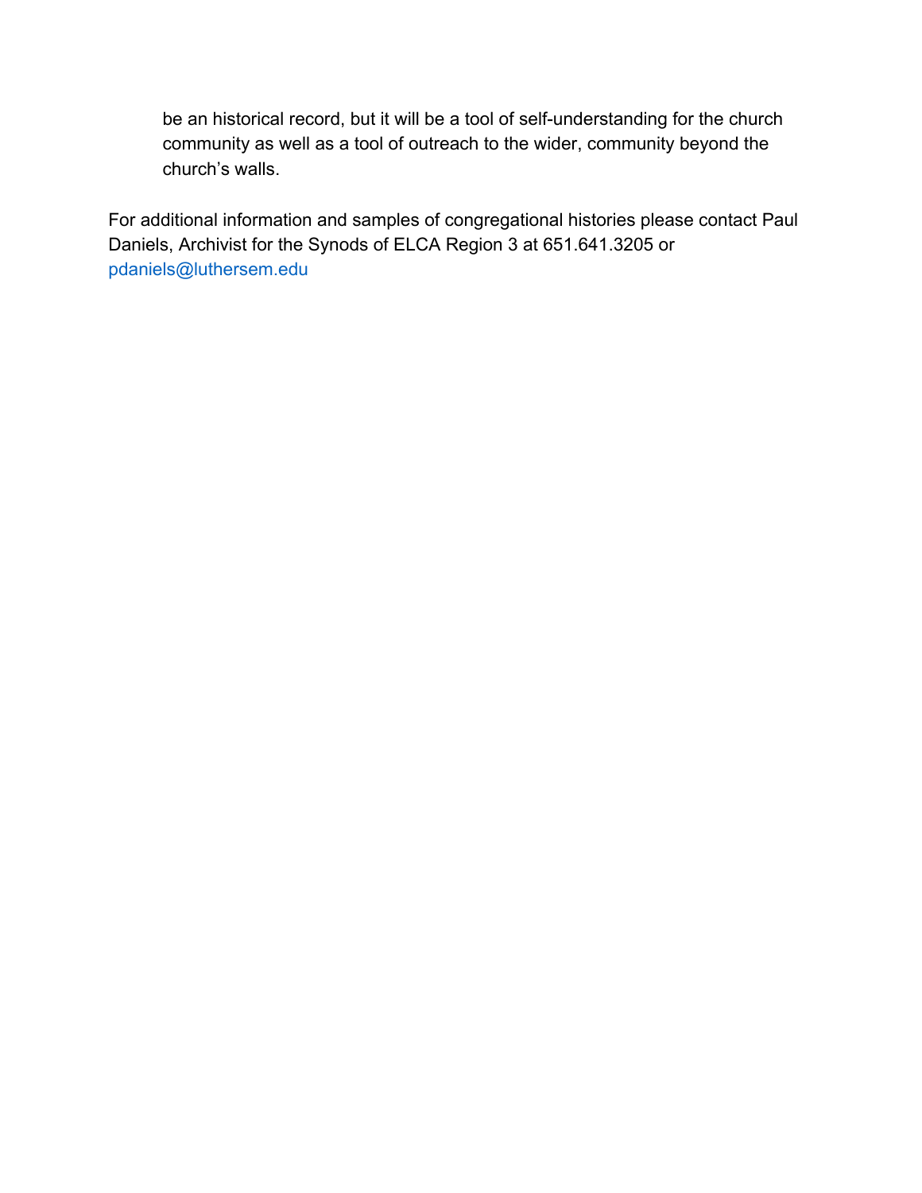be an historical record, but it will be a tool of self-understanding for the church community as well as a tool of outreach to the wider, community beyond the church's walls.

For additional information and samples of congregational histories please contact Paul Daniels, Archivist for the Synods of ELCA Region 3 at 651.641.3205 or pdaniels@luthersem.edu